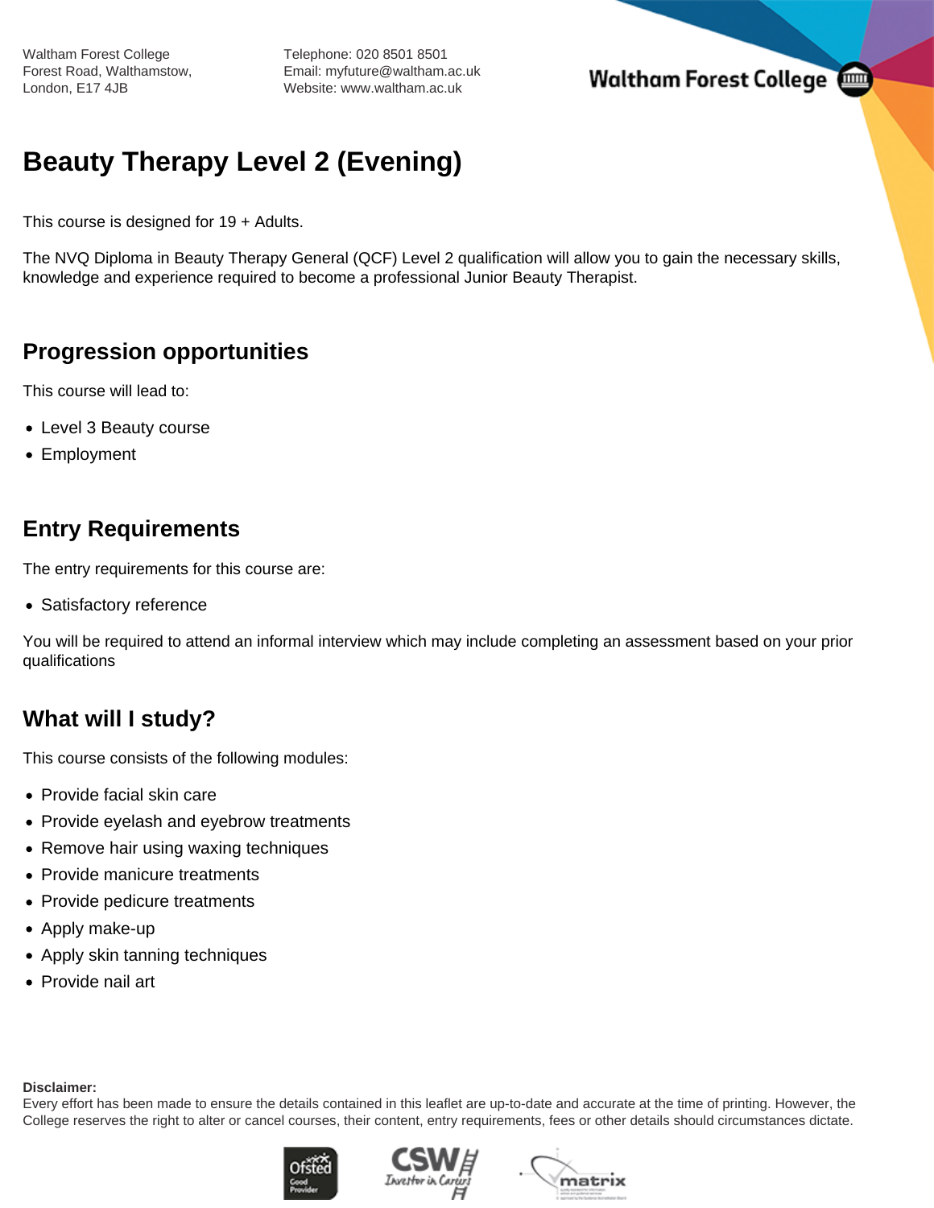Waltham Forest College
Forest Road, Walthamstow,
London, E17 4JB

Telephone: 020 8501 8501
Email: myfuture@waltham.ac.uk
Website: www.waltham.ac.uk

# Beauty Therapy Level 2 (Evening)

This course is designed for 19 + Adults.

The NVQ Diploma in Beauty Therapy General (QCF) Level 2 qualification will allow you to gain the necessary skills, knowledge and experience required to become a professional Junior Beauty Therapist.

## Progression opportunities

This course will lead to:

- Level 3 Beauty course
- Employment

## Entry Requirements

The entry requirements for this course are:

- Satisfactory reference

You will be required to attend an informal interview which may include completing an assessment based on your prior qualifications

## What will I study?

This course consists of the following modules:

- Provide facial skin care
- Provide eyelash and eyebrow treatments
- Remove hair using waxing techniques
- Provide manicure treatments
- Provide pedicure treatments
- Apply make-up
- Apply skin tanning techniques
- Provide nail art

**Disclaimer:**
Every effort has been made to ensure the details contained in this leaflet are up-to-date and accurate at the time of printing. However, the College reserves the right to alter or cancel courses, their content, entry requirements, fees or other details should circumstances dictate.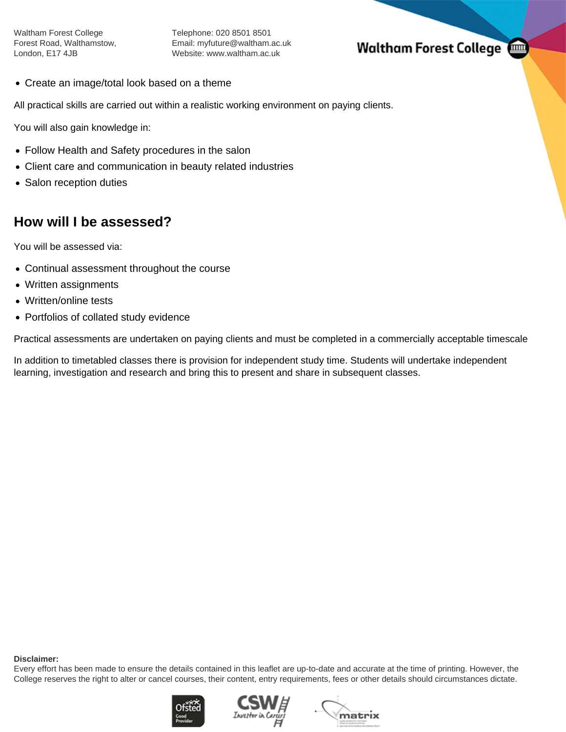- Create an image/total look based on a theme

All practical skills are carried out within a realistic working environment on paying clients.

You will also gain knowledge in:

- Follow Health and Safety procedures in the salon
- Client care and communication in beauty related industries
- Salon reception duties

## How will I be assessed?

You will be assessed via:

- Continual assessment throughout the course
- Written assignments
- Written/online tests
- Portfolios of collated study evidence

Practical assessments are undertaken on paying clients and must be completed in a commercially acceptable timescale

In addition to timetabled classes there is provision for independent study time. Students will undertake independent learning, investigation and research and bring this to present and share in subsequent classes.

**Disclaimer:**
Every effort has been made to ensure the details contained in this leaflet are up-to-date and accurate at the time of printing. However, the College reserves the right to alter or cancel courses, their content, entry requirements, fees or other details should circumstances dictate.